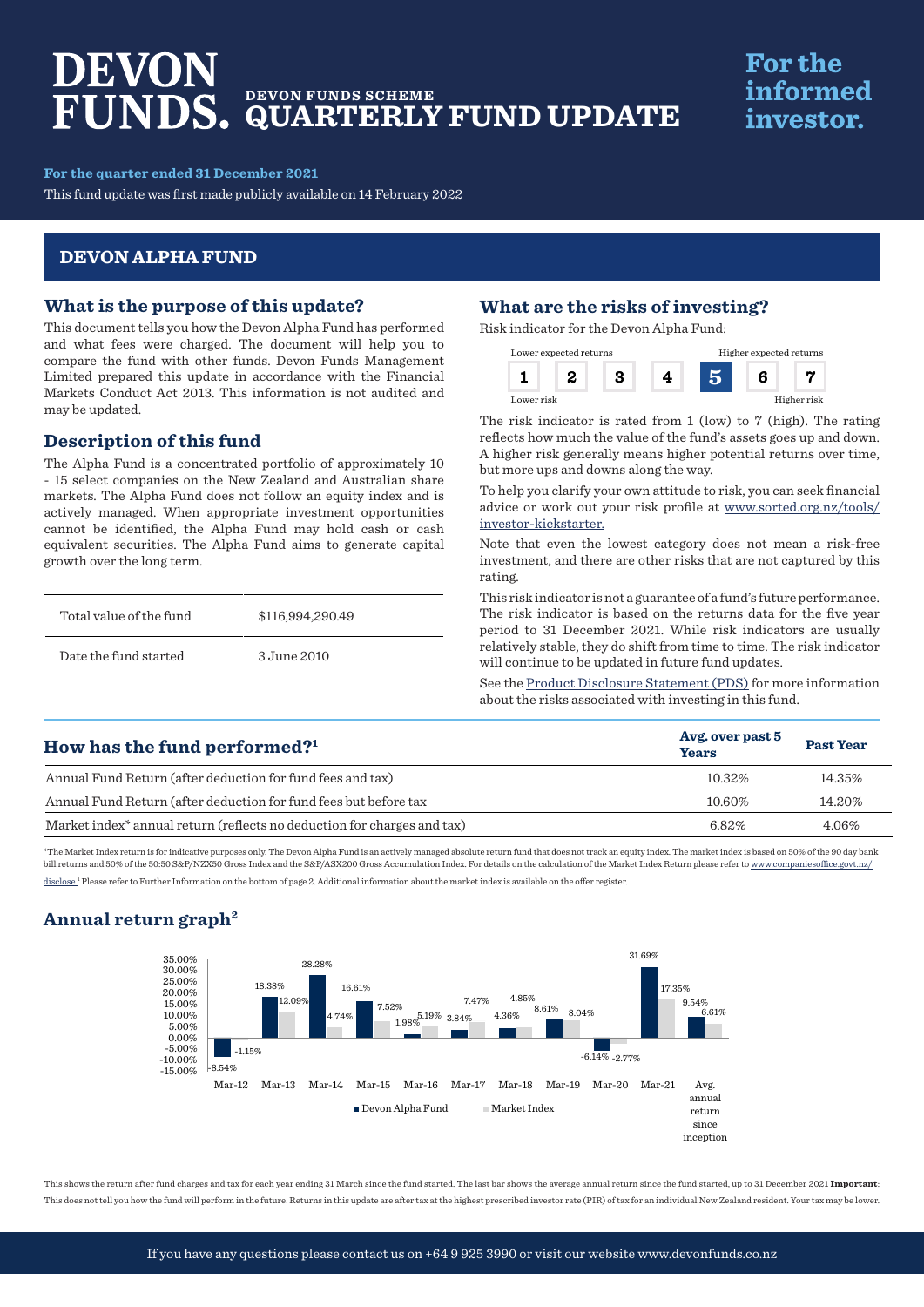# DEVON FUNDS.

## DEVON FUNDS SCHEME QUARTERLY FUND UPDATE

**For the informed investor.**

**For the quarter ended 31 December 2021**

This fund update was first made publicly available on 14 February 2022

## DEVON ALPHA FUND

### What is the purpose of this update?

This document tells you how the Devon Alpha Fund has performed and what fees were charged. The document will help you to compare the fund with other funds. Devon Funds Management Limited prepared this update in accordance with the Financial Markets Conduct Act 2013. This information is not audited and may be updated.

### Description of this fund

The Alpha Fund is a concentrated portfolio of approximately 10 - 15 select companies on the New Zealand and Australian share markets. The Alpha Fund does not follow an equity index and is actively managed. When appropriate investment opportunities cannot be identified, the Alpha Fund may hold cash or cash equivalent securities. The Alpha Fund aims to generate capital growth over the long term.

| | |
|---|---|
| Total value of the fund | $116,994,290.49 |
| Date the fund started | 3 June 2010 |

### What are the risks of investing?

Risk indicator for the Devon Alpha Fund:

| Lower expected returns | | | | | | Higher expected returns |
|---|---|---|---|---|---|---|
| 1 | 2 | 3 | 4 | **5** | 6 | 7 |
| Lower risk | | | | | | Higher risk |

The risk indicator is rated from 1 (low) to 7 (high). The rating reflects how much the value of the fund's assets goes up and down. A higher risk generally means higher potential returns over time, but more ups and downs along the way.

To help you clarify your own attitude to risk, you can seek financial advice or work out your risk profile at www.sorted.org.nz/tools/investor-kickstarter.

Note that even the lowest category does not mean a risk-free investment, and there are other risks that are not captured by this rating.

This risk indicator is not a guarantee of a fund's future performance. The risk indicator is based on the returns data for the five year period to 31 December 2021. While risk indicators are usually relatively stable, they do shift from time to time. The risk indicator will continue to be updated in future fund updates.

See the Product Disclosure Statement (PDS) for more information about the risks associated with investing in this fund.

### How has the fund performed?[1]

| | Avg. over past 5 Years | Past Year |
|---|---|---|
| Annual Fund Return (after deduction for fund fees and tax) | 10.32% | 14.35% |
| Annual Fund Return (after deduction for fund fees but before tax | 10.60% | 14.20% |
| Market index* annual return (reflects no deduction for charges and tax) | 6.82% | 4.06% |

*The Market Index return is for indicative purposes only. The Devon Alpha Fund is an actively managed absolute return fund that does not track an equity index. The market index is based on 50% of the 90 day bank bill returns and 50% of the 50:50 S&P/NZX50 Gross Index and the S&P/ASX200 Gross Accumulation Index. For details on the calculation of the Market Index Return please refer to www.companiesoffice.govt.nz/disclose [1] Please refer to Further Information on the bottom of page 2. Additional information about the market index is available on the offer register.

### Annual return graph[2]

| | Devon Alpha Fund | Market Index |
|---|---|---|
| Mar-12 | -8.54% | -1.15% |
| Mar-13 | 18.38% | 12.09% |
| Mar-14 | 28.28% | 4.74% |
| Mar-15 | 16.61% | 7.52% |
| Mar-16 | 1.98% | 5.19% |
| Mar-17 | 3.84% | 7.47% |
| Mar-18 | 4.85% | 4.36% |
| Mar-19 | 8.61% | 8.04% |
| Mar-20 | -6.14% | -2.77% |
| Mar-21 | 31.69% | 17.35% |
| Avg. annual return since inception | 9.54% | 6.61% |

This shows the return after fund charges and tax for each year ending 31 March since the fund started. The last bar shows the average annual return since the fund started, up to 31 December 2021 **Important**: This does not tell you how the fund will perform in the future. Returns in this update are after tax at the highest prescribed investor rate (PIR) of tax for an individual New Zealand resident. Your tax may be lower.

If you have any questions please contact us on +64 9 925 3990 or visit our website www.devonfunds.co.nz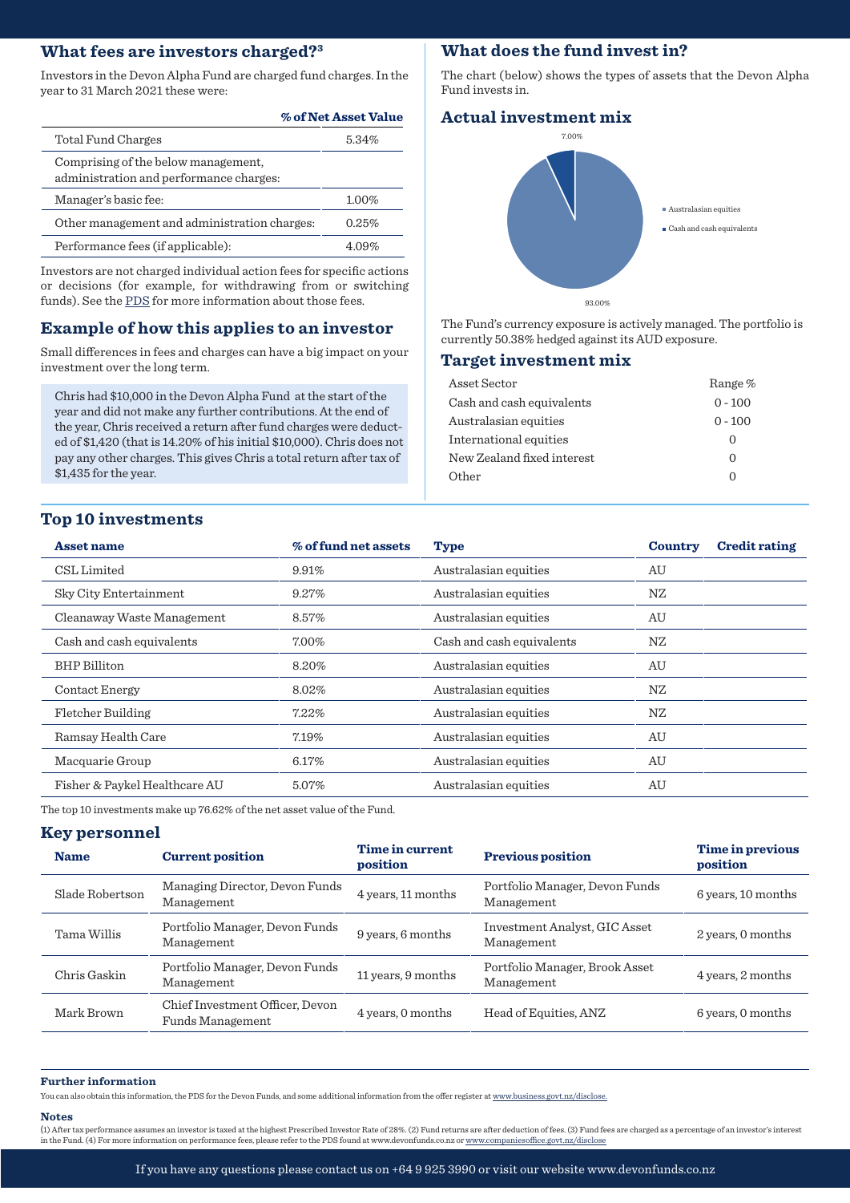## What fees are investors charged?[3]

Investors in the Devon Alpha Fund are charged fund charges. In the year to 31 March 2021 these were:

| | % of Net Asset Value |
|---|---|
| Total Fund Charges | 5.34% |
| Comprising of the below management, administration and performance charges: | |
| Manager's basic fee: | 1.00% |
| Other management and administration charges: | 0.25% |
| Performance fees (if applicable): | 4.09% |

Investors are not charged individual action fees for specific actions or decisions (for example, for withdrawing from or switching funds). See the PDS for more information about those fees.

## Example of how this applies to an investor

Small differences in fees and charges can have a big impact on your investment over the long term.

Chris had $10,000 in the Devon Alpha Fund at the start of the year and did not make any further contributions. At the end of the year, Chris received a return after fund charges were deducted of $1,420 (that is 14.20% of his initial $10,000). Chris does not pay any other charges. This gives Chris a total return after tax of $1,435 for the year.

## What does the fund invest in?

The chart (below) shows the types of assets that the Devon Alpha Fund invests in.

### Actual investment mix

7.00%

93.00%

Australasian equities

Cash and cash equivalents

The Fund's currency exposure is actively managed. The portfolio is currently 50.38% hedged against its AUD exposure.

### Target investment mix

| Asset Sector | Range % |
|---|---|
| Cash and cash equivalents | 0 - 100 |
| Australasian equities | 0 - 100 |
| International equities | 0 |
| New Zealand fixed interest | 0 |
| Other | 0 |

## Top 10 investments

| Asset name | % of fund net assets | Type | Country | Credit rating |
|---|---|---|---|---|
| CSL Limited | 9.91% | Australasian equities | AU | |
| Sky City Entertainment | 9.27% | Australasian equities | NZ | |
| Cleanaway Waste Management | 8.57% | Australasian equities | AU | |
| Cash and cash equivalents | 7.00% | Cash and cash equivalents | NZ | |
| BHP Billiton | 8.20% | Australasian equities | AU | |
| Contact Energy | 8.02% | Australasian equities | NZ | |
| Fletcher Building | 7.22% | Australasian equities | NZ | |
| Ramsay Health Care | 7.19% | Australasian equities | AU | |
| Macquarie Group | 6.17% | Australasian equities | AU | |
| Fisher & Paykel Healthcare AU | 5.07% | Australasian equities | AU | |

The top 10 investments make up 76.62% of the net asset value of the Fund.

## Key personnel

| Name | Current position | Time in current position | Previous position | Time in previous position |
|---|---|---|---|---|
| Slade Robertson | Managing Director, Devon Funds Management | 4 years, 11 months | Portfolio Manager, Devon Funds Management | 6 years, 10 months |
| Tama Willis | Portfolio Manager, Devon Funds Management | 9 years, 6 months | Investment Analyst, GIC Asset Management | 2 years, 0 months |
| Chris Gaskin | Portfolio Manager, Devon Funds Management | 11 years, 9 months | Portfolio Manager, Brook Asset Management | 4 years, 2 months |
| Mark Brown | Chief Investment Officer, Devon Funds Management | 4 years, 0 months | Head of Equities, ANZ | 6 years, 0 months |

### Further information

You can also obtain this information, the PDS for the Devon Funds, and some additional information from the offer register at www.business.govt.nz/disclose.

### Notes

(1) After tax performance assumes an investor is taxed at the highest Prescribed Investor Rate of 28%. (2) Fund returns are after deduction of fees. (3) Fund fees are charged as a percentage of an investor's interest in the Fund. (4) For more information on performance fees, please refer to the PDS found at www.devonfunds.co.nz or www.companiesoffice.govt.nz/disclose

If you have any questions please contact us on +64 9 925 3990 or visit our website www.devonfunds.co.nz